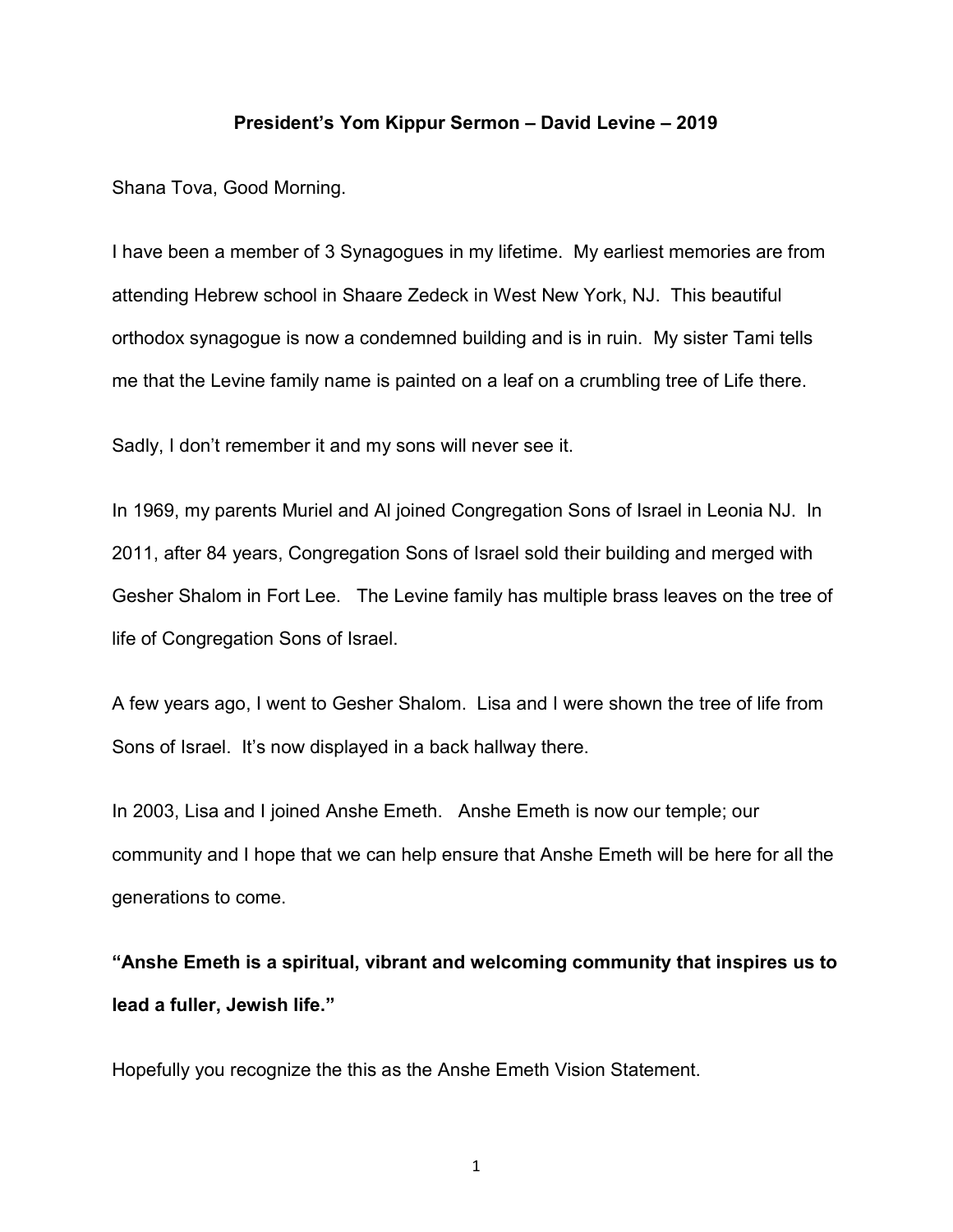# President's Yom Kippur Sermon – David Levine – 2019

Shana Tova, Good Morning.

I have been a member of 3 Synagogues in my lifetime. My earliest memories are from attending Hebrew school in Shaare Zedeck in West New York, NJ. This beautiful orthodox synagogue is now a condemned building and is in ruin. My sister Tami tells me that the Levine family name is painted on a leaf on a crumbling tree of Life there.

Sadly, I don't remember it and my sons will never see it.

In 1969, my parents Muriel and Al joined Congregation Sons of Israel in Leonia NJ. In 2011, after 84 years, Congregation Sons of Israel sold their building and merged with Gesher Shalom in Fort Lee. The Levine family has multiple brass leaves on the tree of life of Congregation Sons of Israel.

A few years ago, I went to Gesher Shalom. Lisa and I were shown the tree of life from Sons of Israel. It's now displayed in a back hallway there.

In 2003, Lisa and I joined Anshe Emeth. Anshe Emeth is now our temple; our community and I hope that we can help ensure that Anshe Emeth will be here for all the generations to come.

**"Anshe Emeth is a spiritual, vibrant and welcoming community that inspires us to lead a fuller, Jewish life."**

Hopefully you recognize the this as the Anshe Emeth Vision Statement.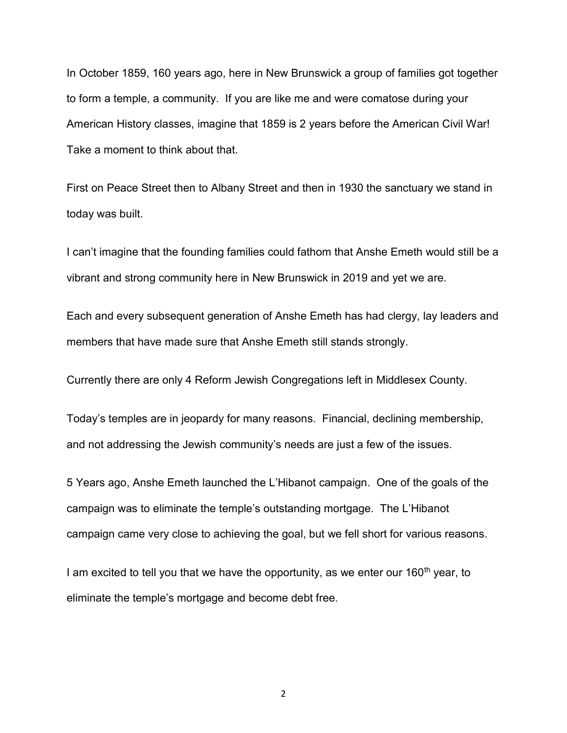In October 1859, 160 years ago, here in New Brunswick a group of families got together to form a temple, a community. If you are like me and were comatose during your American History classes, imagine that 1859 is 2 years before the American Civil War! Take a moment to think about that.

First on Peace Street then to Albany Street and then in 1930 the sanctuary we stand in today was built.

I can't imagine that the founding families could fathom that Anshe Emeth would still be a vibrant and strong community here in New Brunswick in 2019 and yet we are.

Each and every subsequent generation of Anshe Emeth has had clergy, lay leaders and members that have made sure that Anshe Emeth still stands strongly.

Currently there are only 4 Reform Jewish Congregations left in Middlesex County.

Today's temples are in jeopardy for many reasons. Financial, declining membership, and not addressing the Jewish community's needs are just a few of the issues.

5 Years ago, Anshe Emeth launched the L'Hibanot campaign. One of the goals of the campaign was to eliminate the temple's outstanding mortgage. The L'Hibanot campaign came very close to achieving the goal, but we fell short for various reasons.

I am excited to tell you that we have the opportunity, as we enter our 160th year, to eliminate the temple's mortgage and become debt free.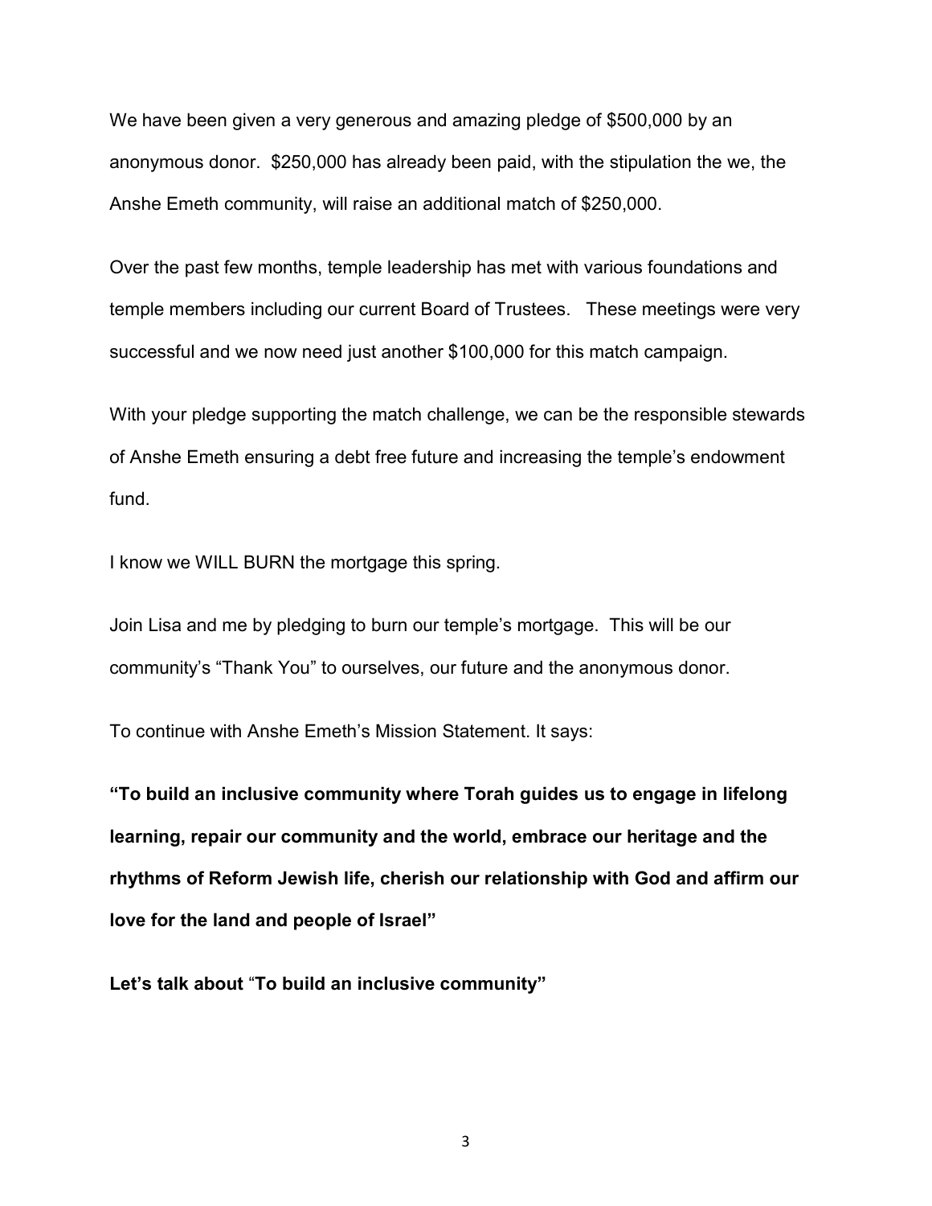We have been given a very generous and amazing pledge of $500,000 by an anonymous donor. $250,000 has already been paid, with the stipulation the we, the Anshe Emeth community, will raise an additional match of $250,000.

Over the past few months, temple leadership has met with various foundations and temple members including our current Board of Trustees. These meetings were very successful and we now need just another $100,000 for this match campaign.

With your pledge supporting the match challenge, we can be the responsible stewards of Anshe Emeth ensuring a debt free future and increasing the temple's endowment fund.

I know we WILL BURN the mortgage this spring.

Join Lisa and me by pledging to burn our temple's mortgage. This will be our community's "Thank You" to ourselves, our future and the anonymous donor.

To continue with Anshe Emeth's Mission Statement. It says:

**"To build an inclusive community where Torah guides us to engage in lifelong learning, repair our community and the world, embrace our heritage and the rhythms of Reform Jewish life, cherish our relationship with God and affirm our love for the land and people of Israel"**

**Let's talk about "To build an inclusive community"**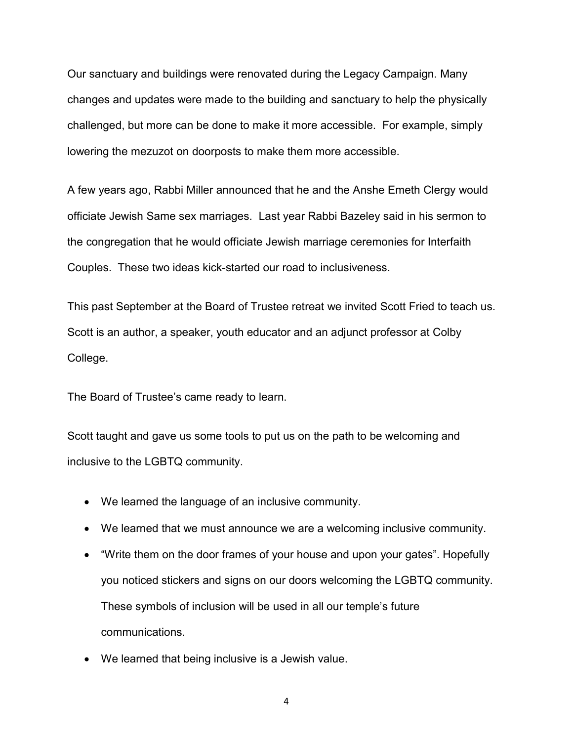Our sanctuary and buildings were renovated during the Legacy Campaign. Many changes and updates were made to the building and sanctuary to help the physically challenged, but more can be done to make it more accessible. For example, simply lowering the mezuzot on doorposts to make them more accessible.

A few years ago, Rabbi Miller announced that he and the Anshe Emeth Clergy would officiate Jewish Same sex marriages. Last year Rabbi Bazeley said in his sermon to the congregation that he would officiate Jewish marriage ceremonies for Interfaith Couples. These two ideas kick-started our road to inclusiveness.

This past September at the Board of Trustee retreat we invited Scott Fried to teach us. Scott is an author, a speaker, youth educator and an adjunct professor at Colby College.

The Board of Trustee's came ready to learn.

Scott taught and gave us some tools to put us on the path to be welcoming and inclusive to the LGBTQ community.

- We learned the language of an inclusive community.
- We learned that we must announce we are a welcoming inclusive community.
- "Write them on the door frames of your house and upon your gates". Hopefully you noticed stickers and signs on our doors welcoming the LGBTQ community. These symbols of inclusion will be used in all our temple's future communications.
- We learned that being inclusive is a Jewish value.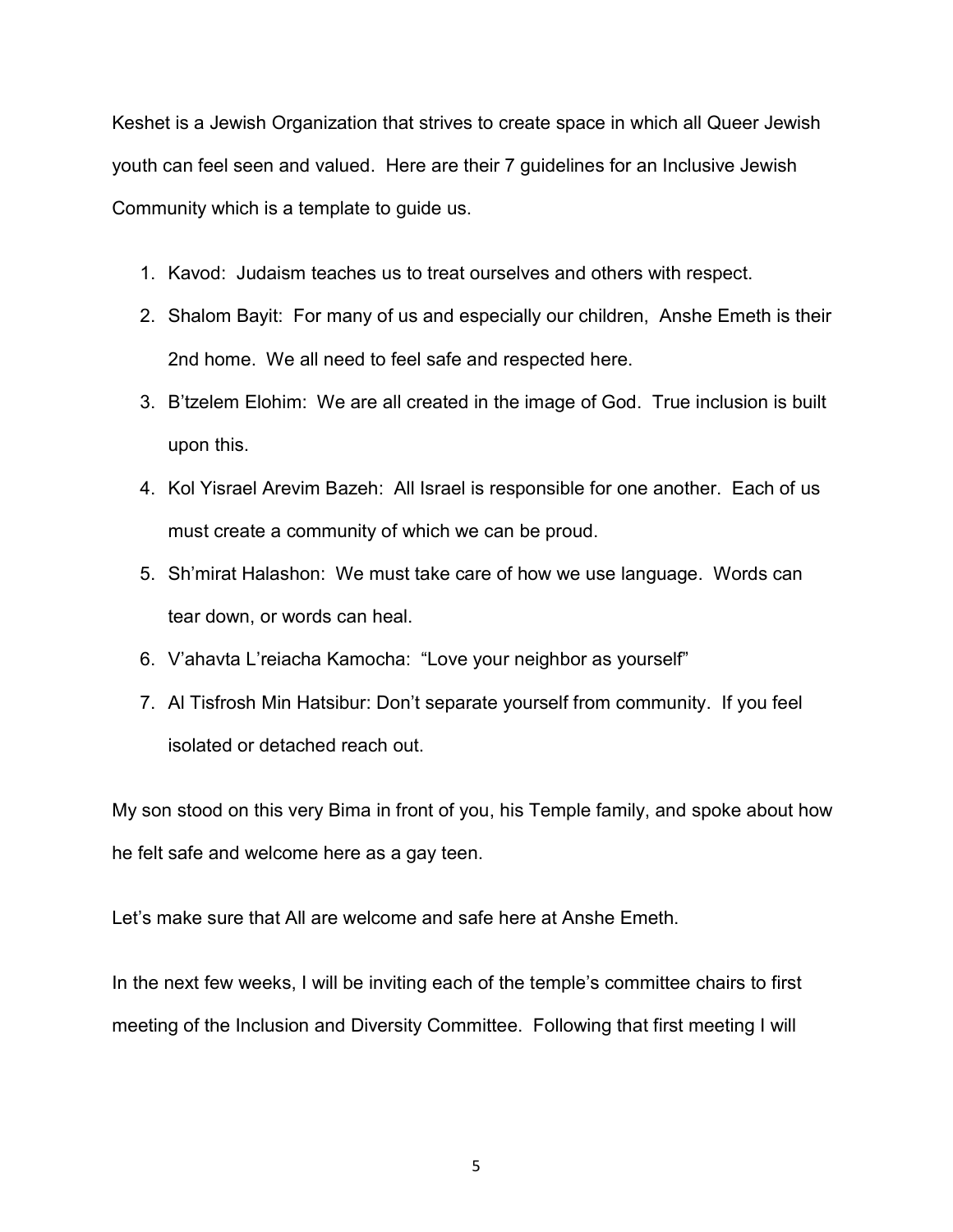Keshet is a Jewish Organization that strives to create space in which all Queer Jewish youth can feel seen and valued. Here are their 7 guidelines for an Inclusive Jewish Community which is a template to guide us.

1. Kavod: Judaism teaches us to treat ourselves and others with respect.
2. Shalom Bayit: For many of us and especially our children, Anshe Emeth is their 2nd home. We all need to feel safe and respected here.
3. B'tzelem Elohim: We are all created in the image of God. True inclusion is built upon this.
4. Kol Yisrael Arevim Bazeh: All Israel is responsible for one another. Each of us must create a community of which we can be proud.
5. Sh'mirat Halashon: We must take care of how we use language. Words can tear down, or words can heal.
6. V'ahavta L'reiacha Kamocha: "Love your neighbor as yourself"
7. Al Tisfrosh Min Hatsibur: Don't separate yourself from community. If you feel isolated or detached reach out.

My son stood on this very Bima in front of you, his Temple family, and spoke about how he felt safe and welcome here as a gay teen.

Let's make sure that All are welcome and safe here at Anshe Emeth.

In the next few weeks, I will be inviting each of the temple's committee chairs to first meeting of the Inclusion and Diversity Committee. Following that first meeting I will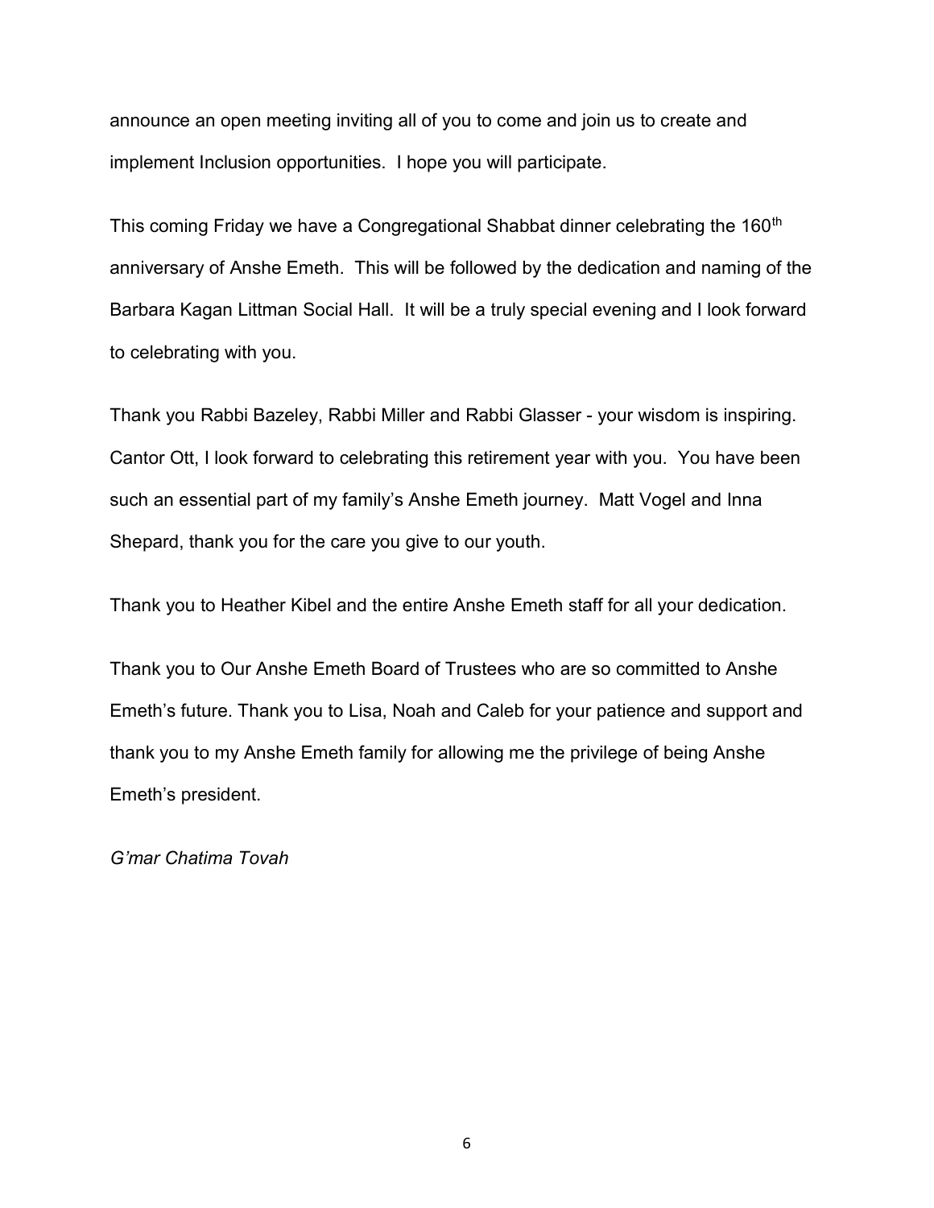announce an open meeting inviting all of you to come and join us to create and implement Inclusion opportunities. I hope you will participate.

This coming Friday we have a Congregational Shabbat dinner celebrating the 160th anniversary of Anshe Emeth. This will be followed by the dedication and naming of the Barbara Kagan Littman Social Hall. It will be a truly special evening and I look forward to celebrating with you.

Thank you Rabbi Bazeley, Rabbi Miller and Rabbi Glasser - your wisdom is inspiring. Cantor Ott, I look forward to celebrating this retirement year with you. You have been such an essential part of my family's Anshe Emeth journey. Matt Vogel and Inna Shepard, thank you for the care you give to our youth.

Thank you to Heather Kibel and the entire Anshe Emeth staff for all your dedication.

Thank you to Our Anshe Emeth Board of Trustees who are so committed to Anshe Emeth's future. Thank you to Lisa, Noah and Caleb for your patience and support and thank you to my Anshe Emeth family for allowing me the privilege of being Anshe Emeth's president.

*G'mar Chatima Tovah*